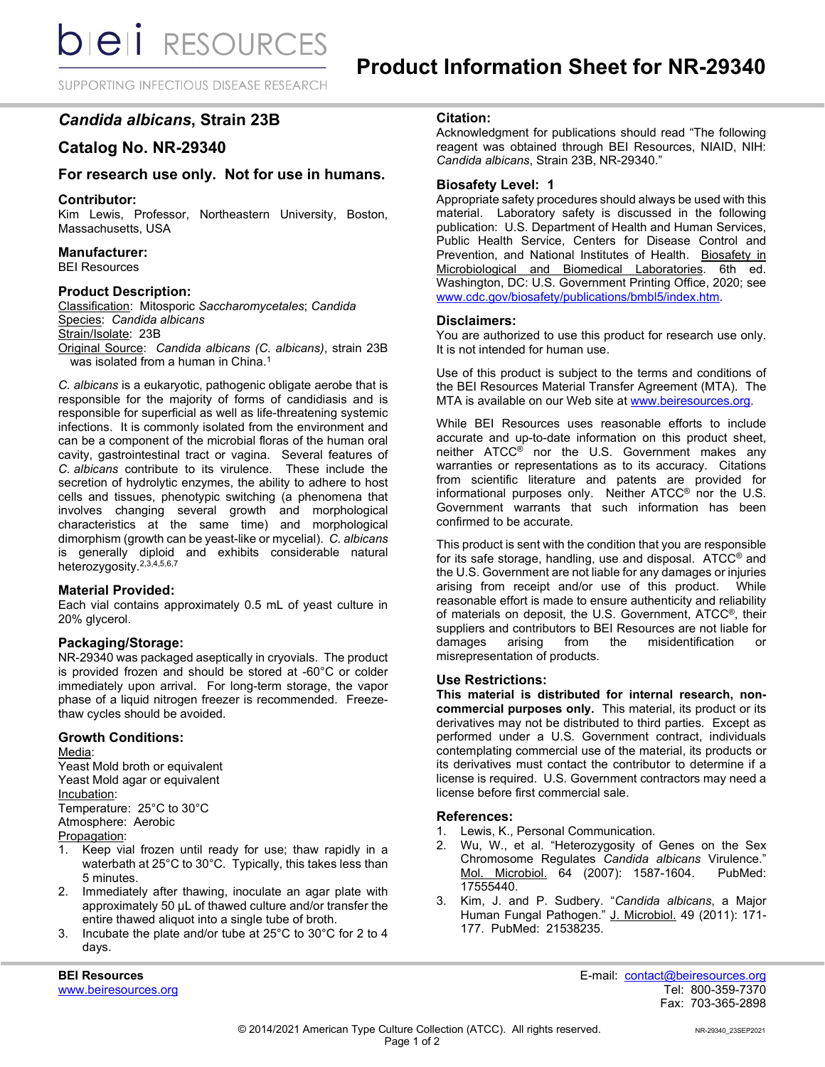# Product Information Sheet for NR-29340

## *Candida albicans*, Strain 23B

## Catalog No. NR-29340

### For research use only. Not for use in humans.

### Contributor:

Kim Lewis, Professor, Northeastern University, Boston, Massachusetts, USA

### Manufacturer:

BEI Resources

### Product Description:

Classification: Mitosporic *Saccharomycetales*; *Candida*
Species: *Candida albicans*
Strain/Isolate: 23B
Original Source: *Candida albicans (C. albicans)*, strain 23B was isolated from a human in China.[1]

*C. albicans* is a eukaryotic, pathogenic obligate aerobe that is responsible for the majority of forms of candidiasis and is responsible for superficial as well as life-threatening systemic infections. It is commonly isolated from the environment and can be a component of the microbial floras of the human oral cavity, gastrointestinal tract or vagina. Several features of *C. albicans* contribute to its virulence. These include the secretion of hydrolytic enzymes, the ability to adhere to host cells and tissues, phenotypic switching (a phenomena that involves changing several growth and morphological characteristics at the same time) and morphological dimorphism (growth can be yeast-like or mycelial). *C. albicans* is generally diploid and exhibits considerable natural heterozygosity.[2,3,4,5,6,7]

### Material Provided:

Each vial contains approximately 0.5 mL of yeast culture in 20% glycerol.

### Packaging/Storage:

NR-29340 was packaged aseptically in cryovials. The product is provided frozen and should be stored at -60°C or colder immediately upon arrival. For long-term storage, the vapor phase of a liquid nitrogen freezer is recommended. Freeze-thaw cycles should be avoided.

### Growth Conditions:

Media:
Yeast Mold broth or equivalent
Yeast Mold agar or equivalent
Incubation:
Temperature: 25°C to 30°C
Atmosphere: Aerobic
Propagation:

1. Keep vial frozen until ready for use; thaw rapidly in a waterbath at 25°C to 30°C. Typically, this takes less than 5 minutes.
2. Immediately after thawing, inoculate an agar plate with approximately 50 µL of thawed culture and/or transfer the entire thawed aliquot into a single tube of broth.
3. Incubate the plate and/or tube at 25°C to 30°C for 2 to 4 days.

### Citation:

Acknowledgment for publications should read "The following reagent was obtained through BEI Resources, NIAID, NIH: *Candida albicans*, Strain 23B, NR-29340."

### Biosafety Level: 1

Appropriate safety procedures should always be used with this material. Laboratory safety is discussed in the following publication: U.S. Department of Health and Human Services, Public Health Service, Centers for Disease Control and Prevention, and National Institutes of Health. Biosafety in Microbiological and Biomedical Laboratories. 6th ed. Washington, DC: U.S. Government Printing Office, 2020; see www.cdc.gov/biosafety/publications/bmbl5/index.htm.

### Disclaimers:

You are authorized to use this product for research use only. It is not intended for human use.

Use of this product is subject to the terms and conditions of the BEI Resources Material Transfer Agreement (MTA). The MTA is available on our Web site at www.beiresources.org.

While BEI Resources uses reasonable efforts to include accurate and up-to-date information on this product sheet, neither ATCC® nor the U.S. Government makes any warranties or representations as to its accuracy. Citations from scientific literature and patents are provided for informational purposes only. Neither ATCC® nor the U.S. Government warrants that such information has been confirmed to be accurate.

This product is sent with the condition that you are responsible for its safe storage, handling, use and disposal. ATCC® and the U.S. Government are not liable for any damages or injuries arising from receipt and/or use of this product. While reasonable effort is made to ensure authenticity and reliability of materials on deposit, the U.S. Government, ATCC®, their suppliers and contributors to BEI Resources are not liable for damages arising from the misidentification or misrepresentation of products.

### Use Restrictions:

**This material is distributed for internal research, non-commercial purposes only.** This material, its product or its derivatives may not be distributed to third parties. Except as performed under a U.S. Government contract, individuals contemplating commercial use of the material, its products or its derivatives must contact the contributor to determine if a license is required. U.S. Government contractors may need a license before first commercial sale.

### References:

1. Lewis, K., Personal Communication.
2. Wu, W., et al. "Heterozygosity of Genes on the Sex Chromosome Regulates *Candida albicans* Virulence." Mol. Microbiol. 64 (2007): 1587-1604. PubMed: 17555440.
3. Kim, J. and P. Sudbery. "*Candida albicans*, a Major Human Fungal Pathogen." J. Microbiol. 49 (2011): 171-177. PubMed: 21538235.

**BEI Resources**
www.beiresources.org

E-mail: contact@beiresources.org
Tel: 800-359-7370
Fax: 703-365-2898

© 2014/2021 American Type Culture Collection (ATCC). All rights reserved.

NR-29340_23SEP2021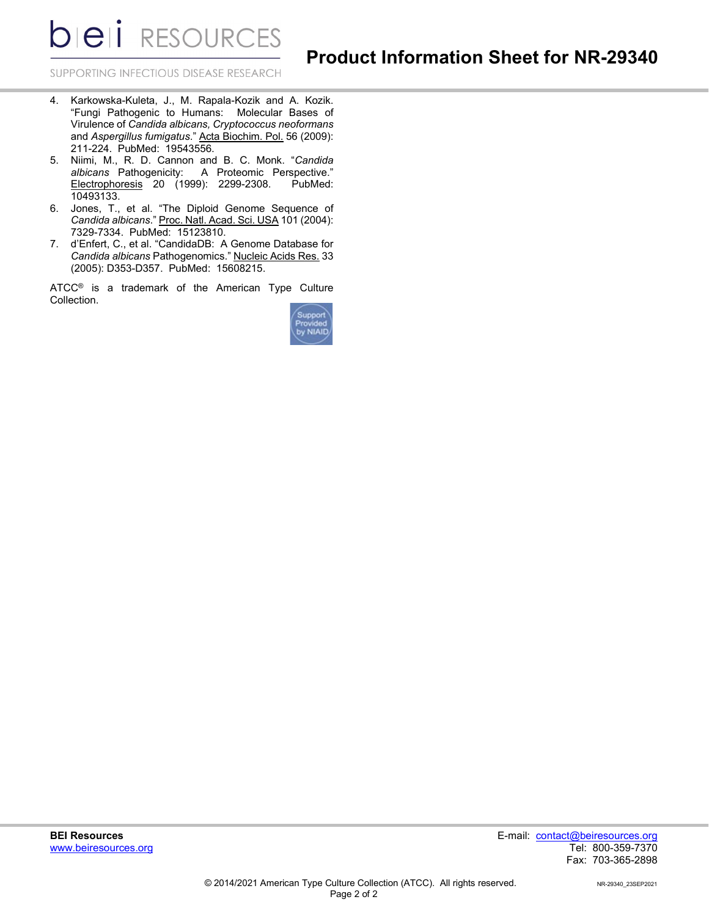4. Karkowska-Kuleta, J., M. Rapala-Kozik and A. Kozik. "Fungi Pathogenic to Humans: Molecular Bases of Virulence of *Candida albicans, Cryptococcus neoformans* and *Aspergillus fumigatus*." Acta Biochim. Pol. 56 (2009): 211-224. PubMed: 19543556.
5. Niimi, M., R. D. Cannon and B. C. Monk. "*Candida albicans* Pathogenicity: A Proteomic Perspective." Electrophoresis 20 (1999): 2299-2308. PubMed: 10493133.
6. Jones, T., et al. "The Diploid Genome Sequence of *Candida albicans*." Proc. Natl. Acad. Sci. USA 101 (2004): 7329-7334. PubMed: 15123810.
7. d'Enfert, C., et al. "CandidaDB: A Genome Database for *Candida albicans* Pathogenomics." Nucleic Acids Res. 33 (2005): D353-D357. PubMed: 15608215.

ATCC® is a trademark of the American Type Culture Collection.

Support Provided by NIAID

**BEI Resources**
www.beiresources.org

E-mail: contact@beiresources.org
Tel: 800-359-7370
Fax: 703-365-2898

© 2014/2021 American Type Culture Collection (ATCC). All rights reserved.

NR-29340_23SEP2021